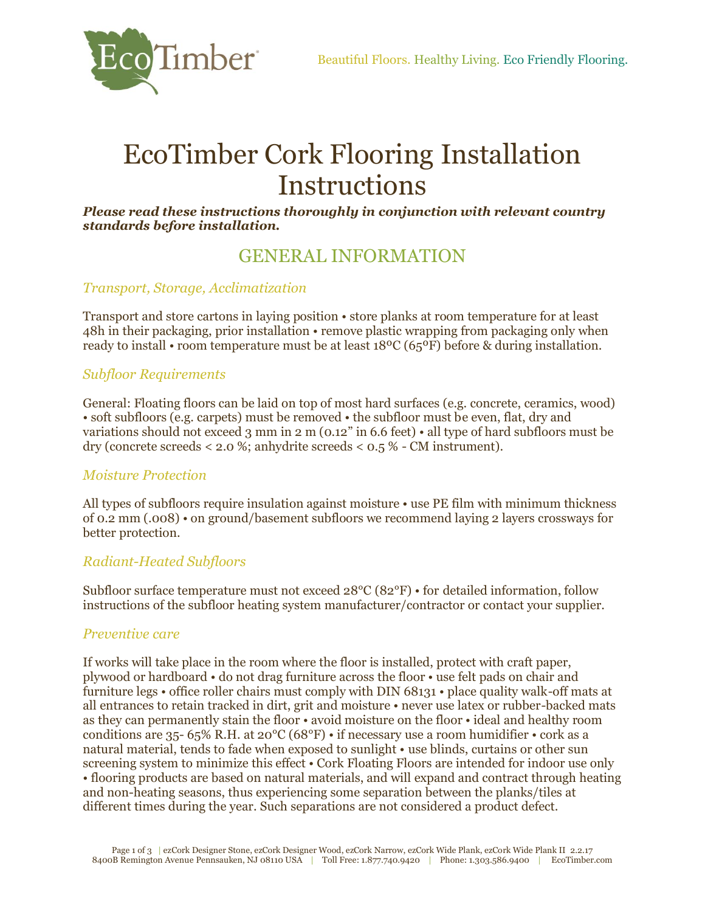Beautiful Floors. Healthy Living. Eco Friendly Flooring.

# EcoTimber Cork Flooring Installation Instructions

***Please read these instructions thoroughly in conjunction with relevant country standards before installation.***

## GENERAL INFORMATION

### *Transport, Storage, Acclimatization*

Transport and store cartons in laying position • store planks at room temperature for at least 48h in their packaging, prior installation • remove plastic wrapping from packaging only when ready to install • room temperature must be at least 18ºC (65ºF) before & during installation.

### *Subfloor Requirements*

General: Floating floors can be laid on top of most hard surfaces (e.g. concrete, ceramics, wood) • soft subfloors (e.g. carpets) must be removed • the subfloor must be even, flat, dry and variations should not exceed 3 mm in 2 m (0.12" in 6.6 feet) • all type of hard subfloors must be dry (concrete screeds < 2.0 %; anhydrite screeds < 0.5 % - CM instrument).

### *Moisture Protection*

All types of subfloors require insulation against moisture • use PE film with minimum thickness of 0.2 mm (.008) • on ground/basement subfloors we recommend laying 2 layers crossways for better protection.

### *Radiant-Heated Subfloors*

Subfloor surface temperature must not exceed 28°C (82°F) • for detailed information, follow instructions of the subfloor heating system manufacturer/contractor or contact your supplier.

### *Preventive care*

If works will take place in the room where the floor is installed, protect with craft paper, plywood or hardboard • do not drag furniture across the floor • use felt pads on chair and furniture legs • office roller chairs must comply with DIN 68131 • place quality walk-off mats at all entrances to retain tracked in dirt, grit and moisture • never use latex or rubber-backed mats as they can permanently stain the floor • avoid moisture on the floor • ideal and healthy room conditions are 35- 65% R.H. at 20ºC (68ºF) • if necessary use a room humidifier • cork as a natural material, tends to fade when exposed to sunlight • use blinds, curtains or other sun screening system to minimize this effect • Cork Floating Floors are intended for indoor use only • flooring products are based on natural materials, and will expand and contract through heating and non-heating seasons, thus experiencing some separation between the planks/tiles at different times during the year. Such separations are not considered a product defect.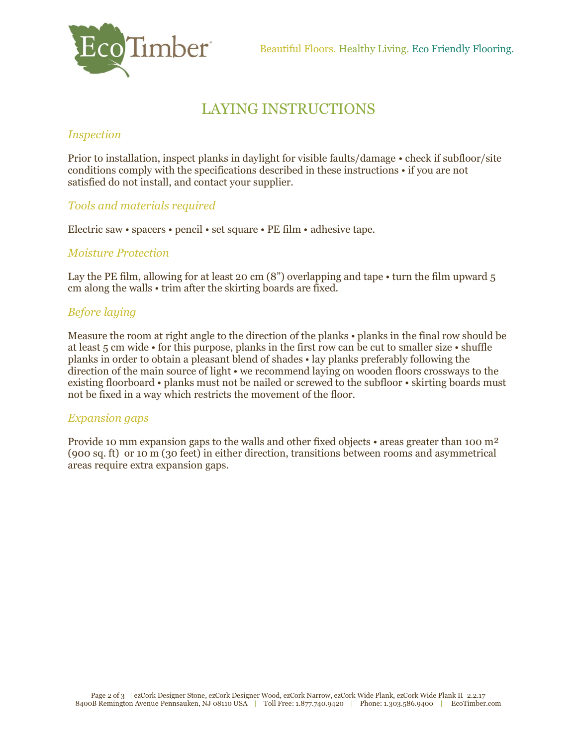Beautiful Floors. Healthy Living. Eco Friendly Flooring.

# LAYING INSTRUCTIONS

### *Inspection*

Prior to installation, inspect planks in daylight for visible faults/damage • check if subfloor/site conditions comply with the specifications described in these instructions • if you are not satisfied do not install, and contact your supplier.

### *Tools and materials required*

Electric saw • spacers • pencil • set square • PE film • adhesive tape.

### *Moisture Protection*

Lay the PE film, allowing for at least 20 cm (8") overlapping and tape • turn the film upward 5 cm along the walls • trim after the skirting boards are fixed.

### *Before laying*

Measure the room at right angle to the direction of the planks • planks in the final row should be at least 5 cm wide • for this purpose, planks in the first row can be cut to smaller size • shuffle planks in order to obtain a pleasant blend of shades • lay planks preferably following the direction of the main source of light • we recommend laying on wooden floors crossways to the existing floorboard • planks must not be nailed or screwed to the subfloor • skirting boards must not be fixed in a way which restricts the movement of the floor.

### *Expansion gaps*

Provide 10 mm expansion gaps to the walls and other fixed objects • areas greater than 100 m² (900 sq. ft) or 10 m (30 feet) in either direction, transitions between rooms and asymmetrical areas require extra expansion gaps.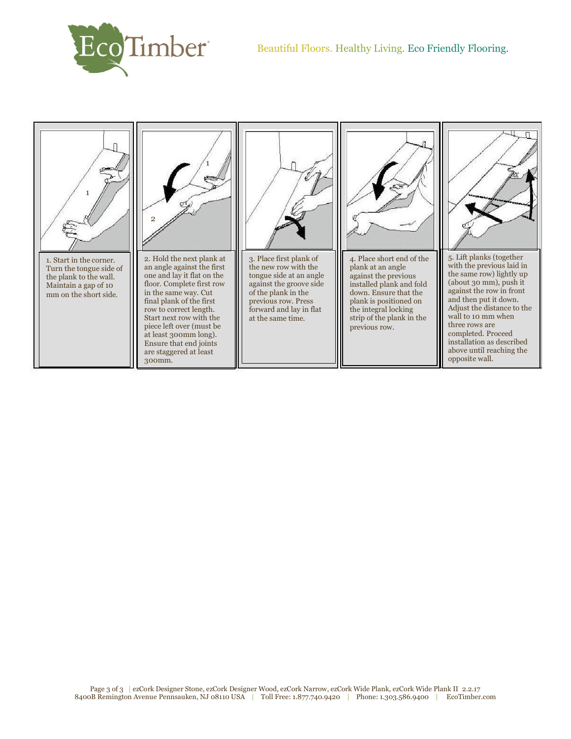Beautiful Floors. Healthy Living. Eco Friendly Flooring.

1. Start in the corner. Turn the tongue side of the plank to the wall. Maintain a gap of 10 mm on the short side.

2. Hold the next plank at an angle against the first one and lay it flat on the floor. Complete first row in the same way. Cut final plank of the first row to correct length. Start next row with the piece left over (must be at least 300mm long). Ensure that end joints are staggered at least 300mm.

3. Place first plank of the new row with the tongue side at an angle against the groove side of the plank in the previous row. Press forward and lay in flat at the same time.

4. Place short end of the plank at an angle against the previous installed plank and fold down. Ensure that the plank is positioned on the integral locking strip of the plank in the previous row.

5. Lift planks (together with the previous laid in the same row) lightly up (about 30 mm), push it against the row in front and then put it down. Adjust the distance to the wall to 10 mm when three rows are completed. Proceed installation as described above until reaching the opposite wall.

ezCork Designer Stone, ezCork Designer Wood, ezCork Narrow, ezCork Wide Plank, ezCork Wide Plank II 2.2.17
8400B Remington Avenue Pennsauken, NJ 08110 USA | Toll Free: 1.877.740.9420 | Phone: 1.303.586.9400 | EcoTimber.com